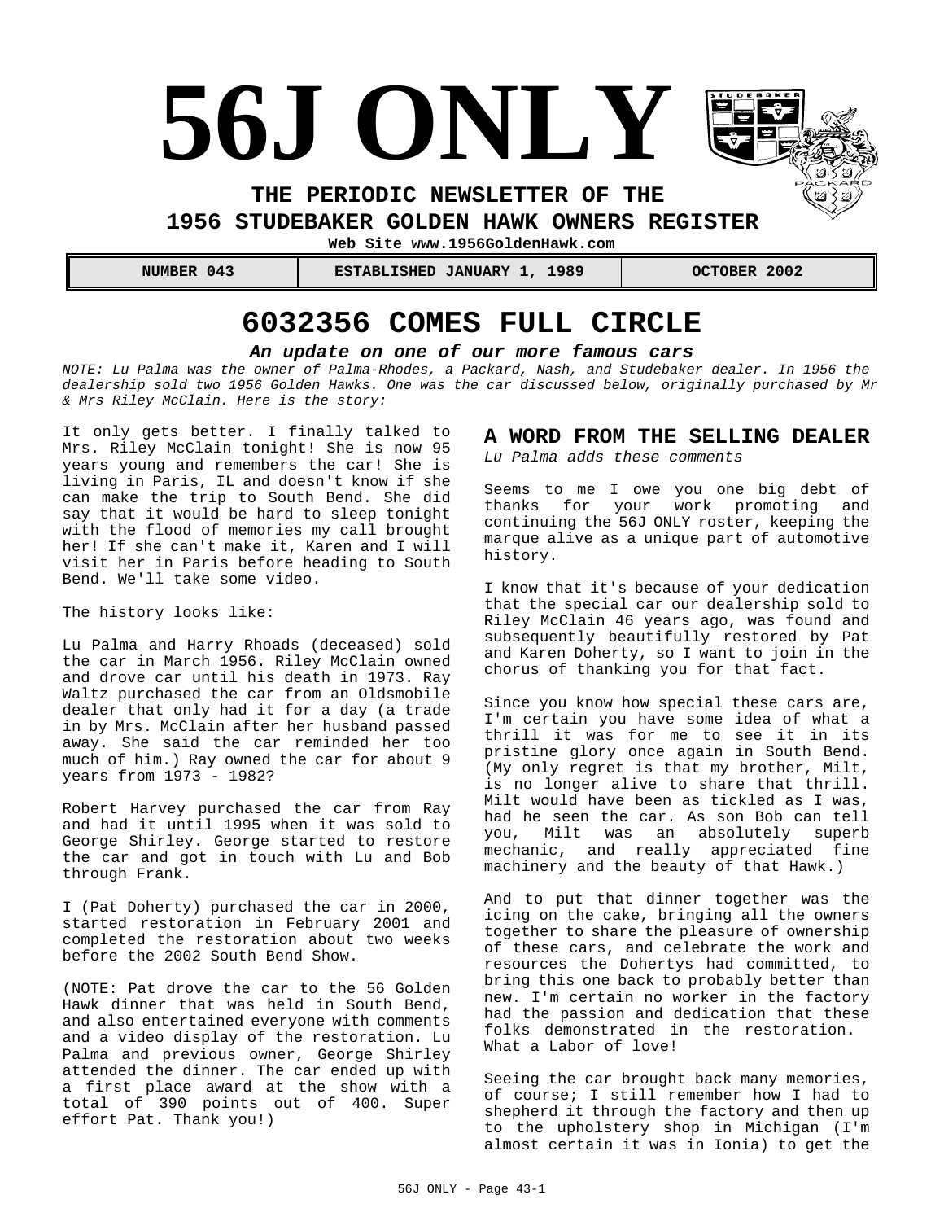# 56J ONLY

**THE PERIODIC NEWSLETTER OF THE**

**1956 STUDEBAKER GOLDEN HAWK OWNERS REGISTER**

**Web Site www.1956GoldenHawk.com**

| NUMBER 043 | ESTABLISHED JANUARY 1, 1989 | OCTOBER 2002 |
|---|---|---|

## 6032356 COMES FULL CIRCLE

***An update on one of our more famous cars***

*NOTE: Lu Palma was the owner of Palma-Rhodes, a Packard, Nash, and Studebaker dealer. In 1956 the dealership sold two 1956 Golden Hawks. One was the car discussed below, originally purchased by Mr & Mrs Riley McClain. Here is the story:*

It only gets better. I finally talked to Mrs. Riley McClain tonight! She is now 95 years young and remembers the car! She is living in Paris, IL and doesn't know if she can make the trip to South Bend. She did say that it would be hard to sleep tonight with the flood of memories my call brought her! If she can't make it, Karen and I will visit her in Paris before heading to South Bend. We'll take some video.

The history looks like:

Lu Palma and Harry Rhoads (deceased) sold the car in March 1956. Riley McClain owned and drove car until his death in 1973. Ray Waltz purchased the car from an Oldsmobile dealer that only had it for a day (a trade in by Mrs. McClain after her husband passed away. She said the car reminded her too much of him.) Ray owned the car for about 9 years from 1973 - 1982?

Robert Harvey purchased the car from Ray and had it until 1995 when it was sold to George Shirley. George started to restore the car and got in touch with Lu and Bob through Frank.

I (Pat Doherty) purchased the car in 2000, started restoration in February 2001 and completed the restoration about two weeks before the 2002 South Bend Show.

(NOTE: Pat drove the car to the 56 Golden Hawk dinner that was held in South Bend, and also entertained everyone with comments and a video display of the restoration. Lu Palma and previous owner, George Shirley attended the dinner. The car ended up with a first place award at the show with a total of 390 points out of 400. Super effort Pat. Thank you!)

## A WORD FROM THE SELLING DEALER

*Lu Palma adds these comments*

Seems to me I owe you one big debt of thanks for your work promoting and continuing the 56J ONLY roster, keeping the marque alive as a unique part of automotive history.

I know that it's because of your dedication that the special car our dealership sold to Riley McClain 46 years ago, was found and subsequently beautifully restored by Pat and Karen Doherty, so I want to join in the chorus of thanking you for that fact.

Since you know how special these cars are, I'm certain you have some idea of what a thrill it was for me to see it in its pristine glory once again in South Bend. (My only regret is that my brother, Milt, is no longer alive to share that thrill. Milt would have been as tickled as I was, had he seen the car. As son Bob can tell you, Milt was an absolutely superb mechanic, and really appreciated fine machinery and the beauty of that Hawk.)

And to put that dinner together was the icing on the cake, bringing all the owners together to share the pleasure of ownership of these cars, and celebrate the work and resources the Dohertys had committed, to bring this one back to probably better than new. I'm certain no worker in the factory had the passion and dedication that these folks demonstrated in the restoration. What a Labor of love!

Seeing the car brought back many memories, of course; I still remember how I had to shepherd it through the factory and then up to the upholstery shop in Michigan (I'm almost certain it was in Ionia) to get the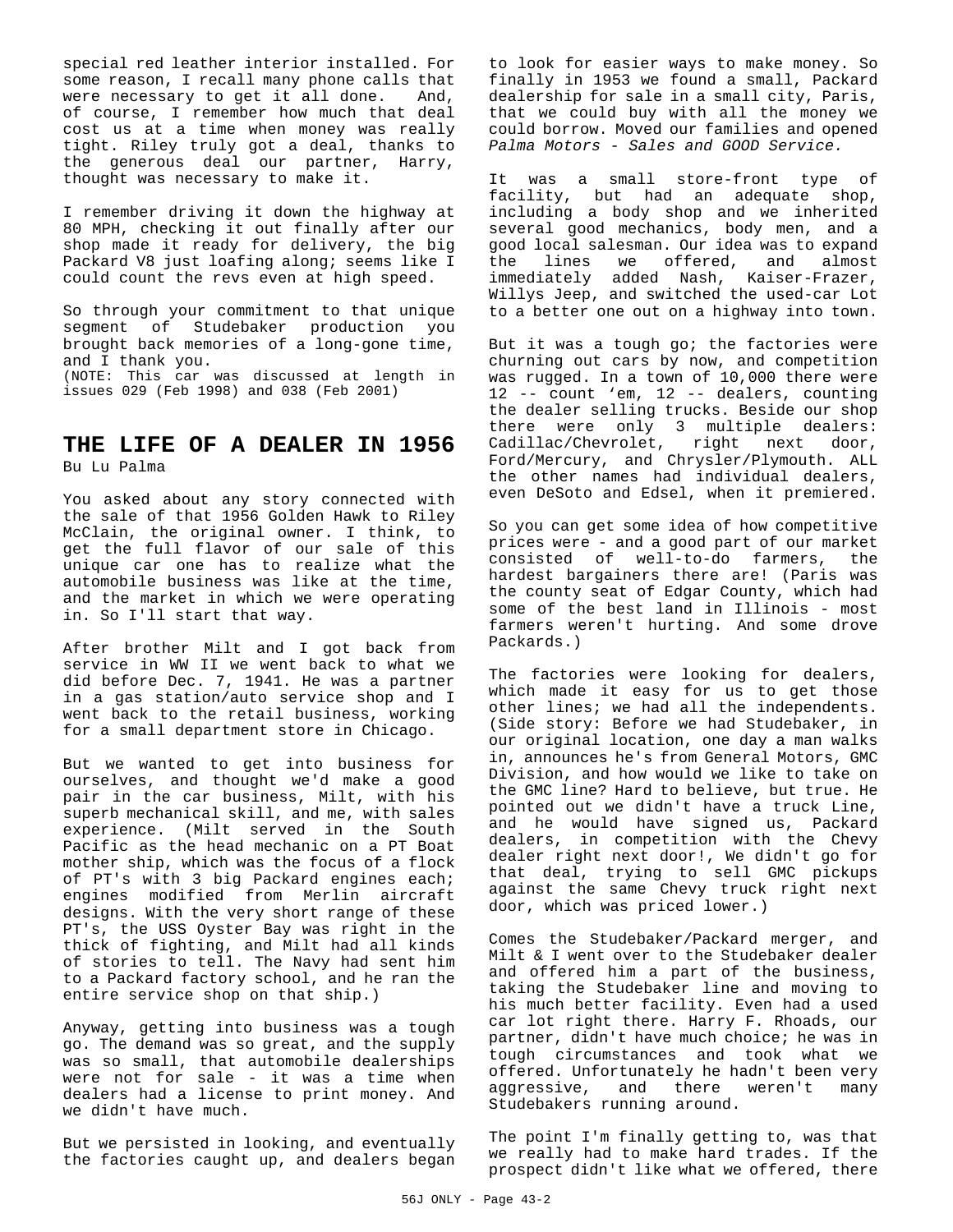special red leather interior installed. For some reason, I recall many phone calls that were necessary to get it all done. And, of course, I remember how much that deal cost us at a time when money was really tight. Riley truly got a deal, thanks to the generous deal our partner, Harry, thought was necessary to make it.

I remember driving it down the highway at 80 MPH, checking it out finally after our shop made it ready for delivery, the big Packard V8 just loafing along; seems like I could count the revs even at high speed.

So through your commitment to that unique segment of Studebaker production you brought back memories of a long-gone time, and I thank you.
(NOTE: This car was discussed at length in issues 029 (Feb 1998) and 038 (Feb 2001)

## THE LIFE OF A DEALER IN 1956

Bu Lu Palma

You asked about any story connected with the sale of that 1956 Golden Hawk to Riley McClain, the original owner. I think, to get the full flavor of our sale of this unique car one has to realize what the automobile business was like at the time, and the market in which we were operating in. So I'll start that way.

After brother Milt and I got back from service in WW II we went back to what we did before Dec. 7, 1941. He was a partner in a gas station/auto service shop and I went back to the retail business, working for a small department store in Chicago.

But we wanted to get into business for ourselves, and thought we'd make a good pair in the car business, Milt, with his superb mechanical skill, and me, with sales experience. (Milt served in the South Pacific as the head mechanic on a PT Boat mother ship, which was the focus of a flock of PT's with 3 big Packard engines each; engines modified from Merlin aircraft designs. With the very short range of these PT's, the USS Oyster Bay was right in the thick of fighting, and Milt had all kinds of stories to tell. The Navy had sent him to a Packard factory school, and he ran the entire service shop on that ship.)

Anyway, getting into business was a tough go. The demand was so great, and the supply was so small, that automobile dealerships were not for sale - it was a time when dealers had a license to print money. And we didn't have much.

But we persisted in looking, and eventually the factories caught up, and dealers began to look for easier ways to make money. So finally in 1953 we found a small, Packard dealership for sale in a small city, Paris, that we could buy with all the money we could borrow. Moved our families and opened *Palma Motors - Sales and GOOD Service.*

It was a small store-front type of facility, but had an adequate shop, including a body shop and we inherited several good mechanics, body men, and a good local salesman. Our idea was to expand the lines we offered, and almost immediately added Nash, Kaiser-Frazer, Willys Jeep, and switched the used-car Lot to a better one out on a highway into town.

But it was a tough go; the factories were churning out cars by now, and competition was rugged. In a town of 10,000 there were 12 -- count 'em, 12 -- dealers, counting the dealer selling trucks. Beside our shop there were only 3 multiple dealers: Cadillac/Chevrolet, right next door, Ford/Mercury, and Chrysler/Plymouth. ALL the other names had individual dealers, even DeSoto and Edsel, when it premiered.

So you can get some idea of how competitive prices were - and a good part of our market consisted of well-to-do farmers, the hardest bargainers there are! (Paris was the county seat of Edgar County, which had some of the best land in Illinois - most farmers weren't hurting. And some drove Packards.)

The factories were looking for dealers, which made it easy for us to get those other lines; we had all the independents. (Side story: Before we had Studebaker, in our original location, one day a man walks in, announces he's from General Motors, GMC Division, and how would we like to take on the GMC line? Hard to believe, but true. He pointed out we didn't have a truck Line, and he would have signed us, Packard dealers, in competition with the Chevy dealer right next door!, We didn't go for that deal, trying to sell GMC pickups against the same Chevy truck right next door, which was priced lower.)

Comes the Studebaker/Packard merger, and Milt & I went over to the Studebaker dealer and offered him a part of the business, taking the Studebaker line and moving to his much better facility. Even had a used car lot right there. Harry F. Rhoads, our partner, didn't have much choice; he was in tough circumstances and took what we offered. Unfortunately he hadn't been very aggressive, and there weren't many Studebakers running around.

The point I'm finally getting to, was that we really had to make hard trades. If the prospect didn't like what we offered, there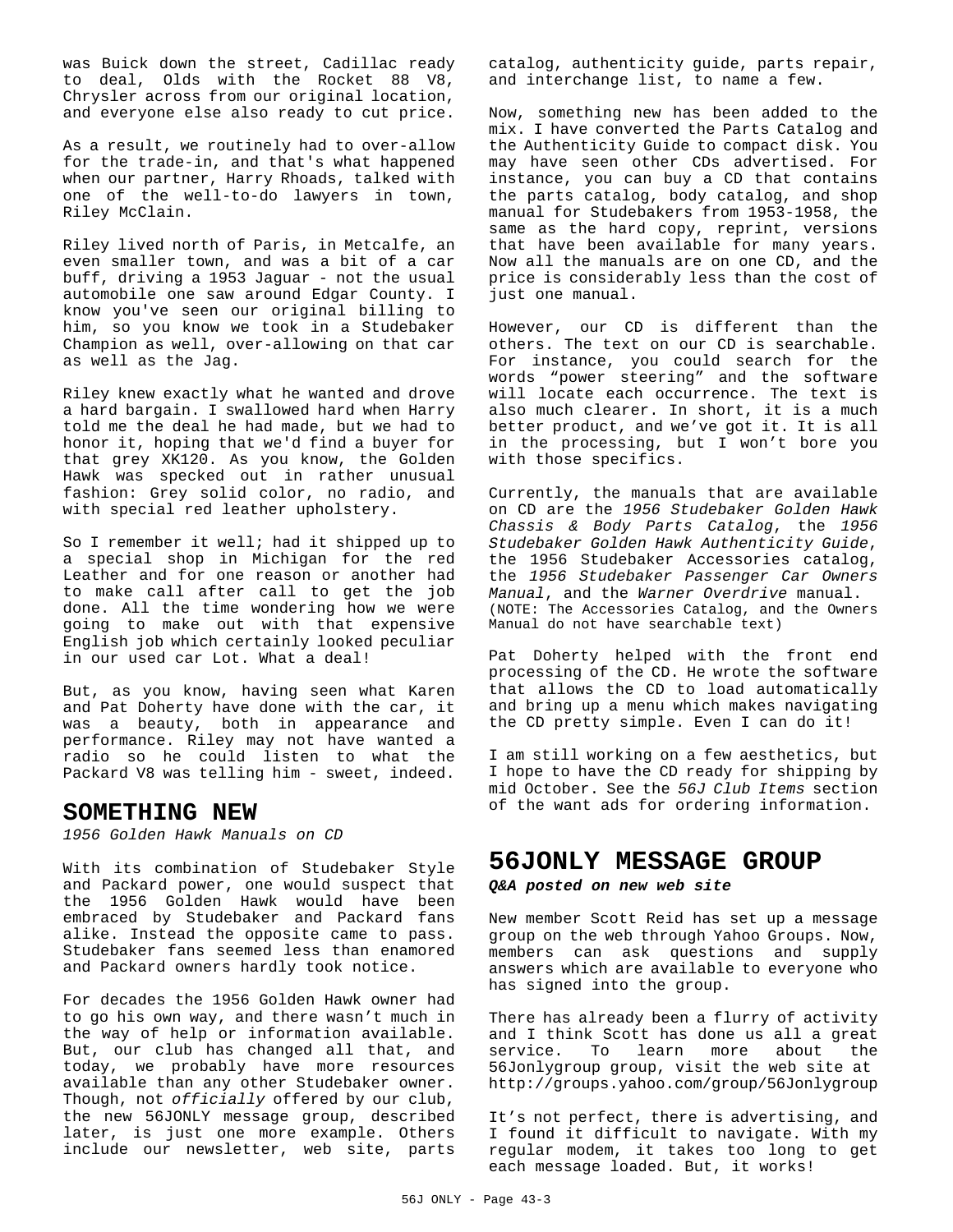was Buick down the street, Cadillac ready to deal, Olds with the Rocket 88 V8, Chrysler across from our original location, and everyone else also ready to cut price.

As a result, we routinely had to over-allow for the trade-in, and that's what happened when our partner, Harry Rhoads, talked with one of the well-to-do lawyers in town, Riley McClain.

Riley lived north of Paris, in Metcalfe, an even smaller town, and was a bit of a car buff, driving a 1953 Jaguar - not the usual automobile one saw around Edgar County. I know you've seen our original billing to him, so you know we took in a Studebaker Champion as well, over-allowing on that car as well as the Jag.

Riley knew exactly what he wanted and drove a hard bargain. I swallowed hard when Harry told me the deal he had made, but we had to honor it, hoping that we'd find a buyer for that grey XK120. As you know, the Golden Hawk was specked out in rather unusual fashion: Grey solid color, no radio, and with special red leather upholstery.

So I remember it well; had it shipped up to a special shop in Michigan for the red Leather and for one reason or another had to make call after call to get the job done. All the time wondering how we were going to make out with that expensive English job which certainly looked peculiar in our used car Lot. What a deal!

But, as you know, having seen what Karen and Pat Doherty have done with the car, it was a beauty, both in appearance and performance. Riley may not have wanted a radio so he could listen to what the Packard V8 was telling him - sweet, indeed.

## SOMETHING NEW

*1956 Golden Hawk Manuals on CD*

With its combination of Studebaker Style and Packard power, one would suspect that the 1956 Golden Hawk would have been embraced by Studebaker and Packard fans alike. Instead the opposite came to pass. Studebaker fans seemed less than enamored and Packard owners hardly took notice.

For decades the 1956 Golden Hawk owner had to go his own way, and there wasn't much in the way of help or information available. But, our club has changed all that, and today, we probably have more resources available than any other Studebaker owner. Though, not *officially* offered by our club, the new 56JONLY message group, described later, is just one more example. Others include our newsletter, web site, parts catalog, authenticity guide, parts repair, and interchange list, to name a few.

Now, something new has been added to the mix. I have converted the Parts Catalog and the Authenticity Guide to compact disk. You may have seen other CDs advertised. For instance, you can buy a CD that contains the parts catalog, body catalog, and shop manual for Studebakers from 1953-1958, the same as the hard copy, reprint, versions that have been available for many years. Now all the manuals are on one CD, and the price is considerably less than the cost of just one manual.

However, our CD is different than the others. The text on our CD is searchable. For instance, you could search for the words "power steering" and the software will locate each occurrence. The text is also much clearer. In short, it is a much better product, and we've got it. It is all in the processing, but I won't bore you with those specifics.

Currently, the manuals that are available on CD are the *1956 Studebaker Golden Hawk Chassis & Body Parts Catalog*, the *1956 Studebaker Golden Hawk Authenticity Guide*, the 1956 Studebaker Accessories catalog, the *1956 Studebaker Passenger Car Owners Manual*, and the *Warner Overdrive* manual. (NOTE: The Accessories Catalog, and the Owners Manual do not have searchable text)

Pat Doherty helped with the front end processing of the CD. He wrote the software that allows the CD to load automatically and bring up a menu which makes navigating the CD pretty simple. Even I can do it!

I am still working on a few aesthetics, but I hope to have the CD ready for shipping by mid October. See the *56J Club Items* section of the want ads for ordering information.

## 56JONLY MESSAGE GROUP

***Q&A posted on new web site***

New member Scott Reid has set up a message group on the web through Yahoo Groups. Now, members can ask questions and supply answers which are available to everyone who has signed into the group.

There has already been a flurry of activity and I think Scott has done us all a great service. To learn more about the 56Jonlygroup group, visit the web site at http://groups.yahoo.com/group/56Jonlygroup

It's not perfect, there is advertising, and I found it difficult to navigate. With my regular modem, it takes too long to get each message loaded. But, it works!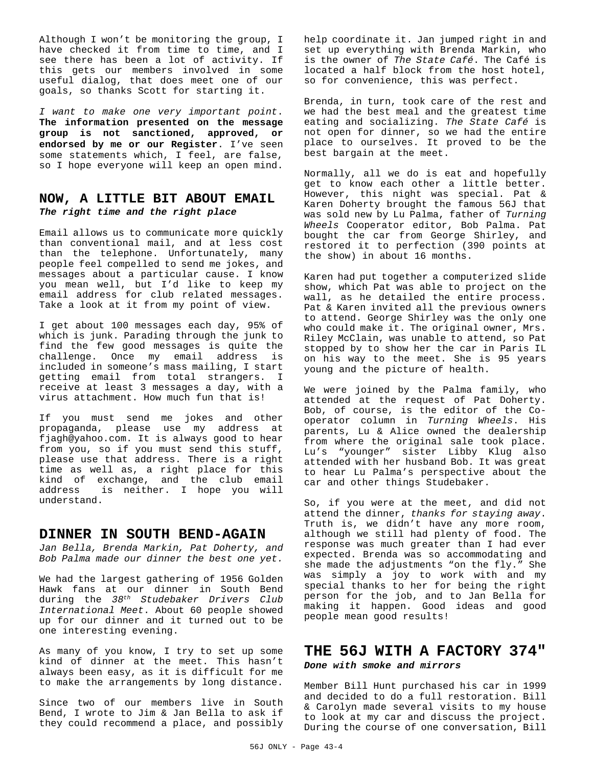Although I won't be monitoring the group, I have checked it from time to time, and I see there has been a lot of activity. If this gets our members involved in some useful dialog, that does meet one of our goals, so thanks Scott for starting it.

*I want to make one very important point.* **The information presented on the message group is not sanctioned, approved, or endorsed by me or our Register.** I've seen some statements which, I feel, are false, so I hope everyone will keep an open mind.

## NOW, A LITTLE BIT ABOUT EMAIL

***The right time and the right place***

Email allows us to communicate more quickly than conventional mail, and at less cost than the telephone. Unfortunately, many people feel compelled to send me jokes, and messages about a particular cause. I know you mean well, but I'd like to keep my email address for club related messages. Take a look at it from my point of view.

I get about 100 messages each day, 95% of which is junk. Parading through the junk to find the few good messages is quite the challenge. Once my email address is included in someone's mass mailing, I start getting email from total strangers. I receive at least 3 messages a day, with a virus attachment. How much fun that is!

If you must send me jokes and other propaganda, please use my address at fjagh@yahoo.com. It is always good to hear from you, so if you must send this stuff, please use that address. There is a right time as well as, a right place for this kind of exchange, and the club email address is neither. I hope you will understand.

## DINNER IN SOUTH BEND-AGAIN

*Jan Bella, Brenda Markin, Pat Doherty, and Bob Palma made our dinner the best one yet.*

We had the largest gathering of 1956 Golden Hawk fans at our dinner in South Bend during the *38th Studebaker Drivers Club International Meet*. About 60 people showed up for our dinner and it turned out to be one interesting evening.

As many of you know, I try to set up some kind of dinner at the meet. This hasn't always been easy, as it is difficult for me to make the arrangements by long distance.

Since two of our members live in South Bend, I wrote to Jim & Jan Bella to ask if they could recommend a place, and possibly help coordinate it. Jan jumped right in and set up everything with Brenda Markin, who is the owner of *The State Café*. The Café is located a half block from the host hotel, so for convenience, this was perfect.

Brenda, in turn, took care of the rest and we had the best meal and the greatest time eating and socializing. *The State Café* is not open for dinner, so we had the entire place to ourselves. It proved to be the best bargain at the meet.

Normally, all we do is eat and hopefully get to know each other a little better. However, this night was special. Pat & Karen Doherty brought the famous 56J that was sold new by Lu Palma, father of *Turning Wheels* Cooperator editor, Bob Palma. Pat bought the car from George Shirley, and restored it to perfection (390 points at the show) in about 16 months.

Karen had put together a computerized slide show, which Pat was able to project on the wall, as he detailed the entire process. Pat & Karen invited all the previous owners to attend. George Shirley was the only one who could make it. The original owner, Mrs. Riley McClain, was unable to attend, so Pat stopped by to show her the car in Paris IL on his way to the meet. She is 95 years young and the picture of health.

We were joined by the Palma family, who attended at the request of Pat Doherty. Bob, of course, is the editor of the Co-operator column in *Turning Wheels*. His parents, Lu & Alice owned the dealership from where the original sale took place. Lu's "younger" sister Libby Klug also attended with her husband Bob. It was great to hear Lu Palma's perspective about the car and other things Studebaker.

So, if you were at the meet, and did not attend the dinner, *thanks for staying away*. Truth is, we didn't have any more room, although we still had plenty of food. The response was much greater than I had ever expected. Brenda was so accommodating and she made the adjustments "on the fly." She was simply a joy to work with and my special thanks to her for being the right person for the job, and to Jan Bella for making it happen. Good ideas and good people mean good results!

## THE 56J WITH A FACTORY 374"

***Done with smoke and mirrors***

Member Bill Hunt purchased his car in 1999 and decided to do a full restoration. Bill & Carolyn made several visits to my house to look at my car and discuss the project. During the course of one conversation, Bill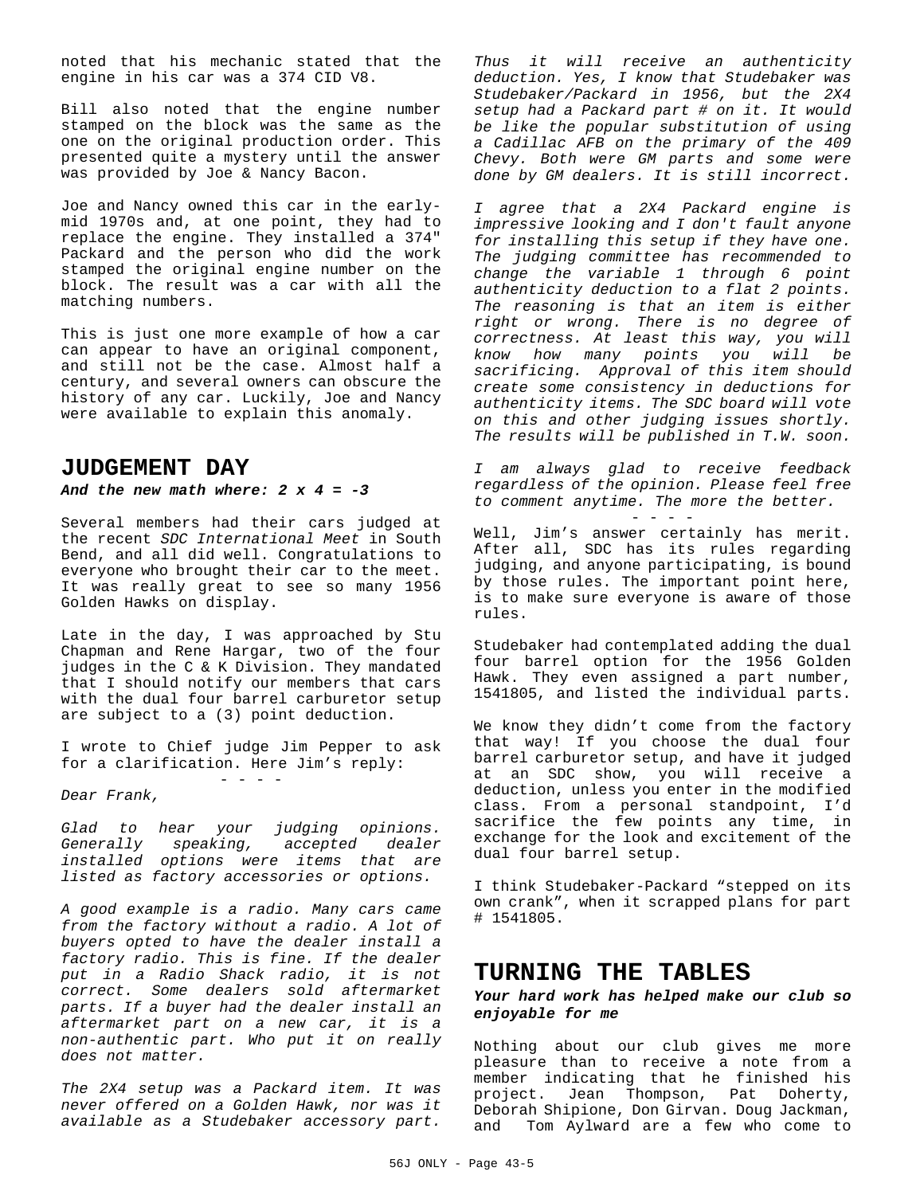noted that his mechanic stated that the engine in his car was a 374 CID V8.

Bill also noted that the engine number stamped on the block was the same as the one on the original production order. This presented quite a mystery until the answer was provided by Joe & Nancy Bacon.

Joe and Nancy owned this car in the early-mid 1970s and, at one point, they had to replace the engine. They installed a 374" Packard and the person who did the work stamped the original engine number on the block. The result was a car with all the matching numbers.

This is just one more example of how a car can appear to have an original component, and still not be the case. Almost half a century, and several owners can obscure the history of any car. Luckily, Joe and Nancy were available to explain this anomaly.

## JUDGEMENT DAY

***And the new math where: 2 x 4 = -3***

Several members had their cars judged at the recent *SDC International Meet* in South Bend, and all did well. Congratulations to everyone who brought their car to the meet. It was really great to see so many 1956 Golden Hawks on display.

Late in the day, I was approached by Stu Chapman and Rene Hargar, two of the four judges in the C & K Division. They mandated that I should notify our members that cars with the dual four barrel carburetor setup are subject to a (3) point deduction.

I wrote to Chief judge Jim Pepper to ask for a clarification. Here Jim's reply:

\- - - -

*Dear Frank,*

*Glad to hear your judging opinions. Generally speaking, accepted dealer installed options were items that are listed as factory accessories or options.*

*A good example is a radio. Many cars came from the factory without a radio. A lot of buyers opted to have the dealer install a factory radio. This is fine. If the dealer put in a Radio Shack radio, it is not correct. Some dealers sold aftermarket parts. If a buyer had the dealer install an aftermarket part on a new car, it is a non-authentic part. Who put it on really does not matter.*

*The 2X4 setup was a Packard item. It was never offered on a Golden Hawk, nor was it available as a Studebaker accessory part. Thus it will receive an authenticity deduction. Yes, I know that Studebaker was Studebaker/Packard in 1956, but the 2X4 setup had a Packard part # on it. It would be like the popular substitution of using a Cadillac AFB on the primary of the 409 Chevy. Both were GM parts and some were done by GM dealers. It is still incorrect.*

*I agree that a 2X4 Packard engine is impressive looking and I don't fault anyone for installing this setup if they have one. The judging committee has recommended to change the variable 1 through 6 point authenticity deduction to a flat 2 points. The reasoning is that an item is either right or wrong. There is no degree of correctness. At least this way, you will know how many points you will be sacrificing. Approval of this item should create some consistency in deductions for authenticity items. The SDC board will vote on this and other judging issues shortly. The results will be published in T.W. soon.*

*I am always glad to receive feedback regardless of the opinion. Please feel free to comment anytime. The more the better.*

\- - - -

Well, Jim's answer certainly has merit. After all, SDC has its rules regarding judging, and anyone participating, is bound by those rules. The important point here, is to make sure everyone is aware of those rules.

Studebaker had contemplated adding the dual four barrel option for the 1956 Golden Hawk. They even assigned a part number, 1541805, and listed the individual parts.

We know they didn't come from the factory that way! If you choose the dual four barrel carburetor setup, and have it judged at an SDC show, you will receive a deduction, unless you enter in the modified class. From a personal standpoint, I'd sacrifice the few points any time, in exchange for the look and excitement of the dual four barrel setup.

I think Studebaker-Packard "stepped on its own crank", when it scrapped plans for part # 1541805.

## TURNING THE TABLES

***Your hard work has helped make our club so enjoyable for me***

Nothing about our club gives me more pleasure than to receive a note from a member indicating that he finished his project. Jean Thompson, Pat Doherty, Deborah Shipione, Don Girvan. Doug Jackman, and Tom Aylward are a few who come to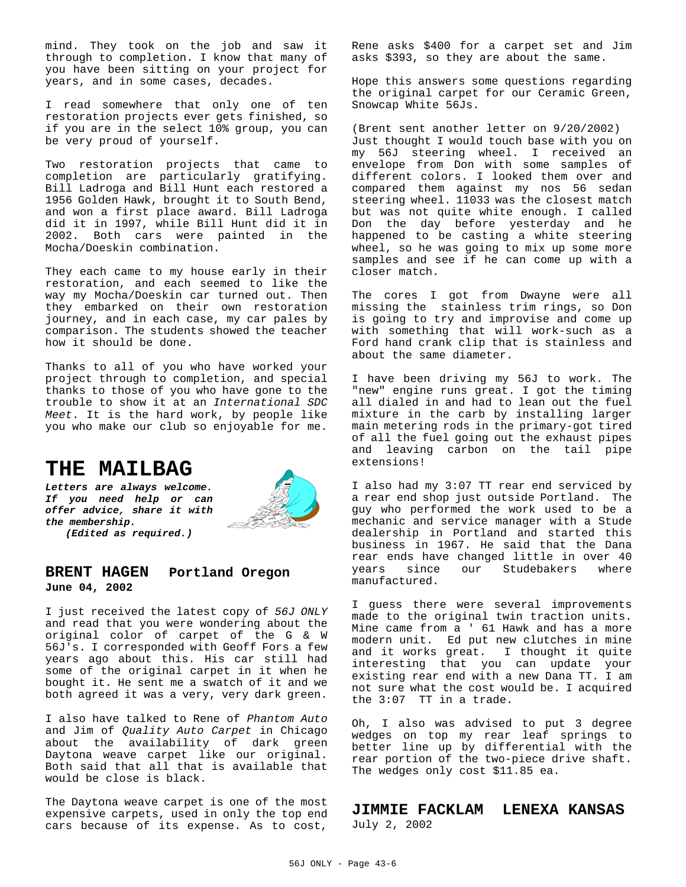mind. They took on the job and saw it through to completion. I know that many of you have been sitting on your project for years, and in some cases, decades.

I read somewhere that only one of ten restoration projects ever gets finished, so if you are in the select 10% group, you can be very proud of yourself.

Two restoration projects that came to completion are particularly gratifying. Bill Ladroga and Bill Hunt each restored a 1956 Golden Hawk, brought it to South Bend, and won a first place award. Bill Ladroga did it in 1997, while Bill Hunt did it in 2002. Both cars were painted in the Mocha/Doeskin combination.

They each came to my house early in their restoration, and each seemed to like the way my Mocha/Doeskin car turned out. Then they embarked on their own restoration journey, and in each case, my car pales by comparison. The students showed the teacher how it should be done.

Thanks to all of you who have worked your project through to completion, and special thanks to those of you who have gone to the trouble to show it at an *International SDC Meet*. It is the hard work, by people like you who make our club so enjoyable for me.

# THE MAILBAG

***Letters are always welcome. If you need help or can offer advice, share with the membership.***
***(Edited as required.)***

## BRENT HAGEN Portland Oregon

**June 04, 2002**

I just received the latest copy of *56J ONLY* and read that you were wondering about the original color of carpet of the G & W 56J's. I corresponded with Geoff Fors a few years ago about this. His car still had some of the original carpet in it when he bought it. He sent me a swatch of it and we both agreed it was a very, very dark green.

I also have talked to Rene of *Phantom Auto* and Jim of *Quality Auto Carpet* in Chicago about the availability of dark green Daytona weave carpet like our original. Both said that all that is available that would be close is black.

The Daytona weave carpet is one of the most expensive carpets, used in only the top end cars because of its expense. As to cost, Rene asks $400 for a carpet set and Jim asks $393, so they are about the same.

Hope this answers some questions regarding the original carpet for our Ceramic Green, Snowcap White 56Js.

(Brent sent another letter on 9/20/2002)
Just thought I would touch base with you on my 56J steering wheel. I received an envelope from Don with some samples of different colors. I looked them over and compared them against my nos 56 sedan steering wheel. 11033 was the closest match but was not quite white enough. I called Don the day before yesterday and he happened to be casting a white steering wheel, so he was going to mix up some more samples and see if he can come up with a closer match.

The cores I got from Dwayne were all missing the stainless trim rings, so Don is going to try and improvise and come up with something that will work-such as a Ford hand crank clip that is stainless and about the same diameter.

I have been driving my 56J to work. The "new" engine runs great. I got the timing all dialed in and had to lean out the fuel mixture in the carb by installing larger main metering rods in the primary-got tired of all the fuel going out the exhaust pipes and leaving carbon on the tail pipe extensions!

I also had my 3:07 TT rear end serviced by a rear end shop just outside Portland. The guy who performed the work used to be a mechanic and service manager with a Stude dealership in Portland and started this business in 1967. He said that the Dana rear ends have changed little in over 40 years since our Studebakers where manufactured.

I guess there were several improvements made to the original twin traction units. Mine came from a ' 61 Hawk and has a more modern unit. Ed put new clutches in mine and it works great. I thought it quite interesting that you can update your existing rear end with a new Dana TT. I am not sure what the cost would be. I acquired the 3:07 TT in a trade.

Oh, I also was advised to put 3 degree wedges on top my rear leaf springs to better line up by differential with the rear portion of the two-piece drive shaft. The wedges only cost $11.85 ea.

## JIMMIE FACKLAM LENEXA KANSAS

July 2, 2002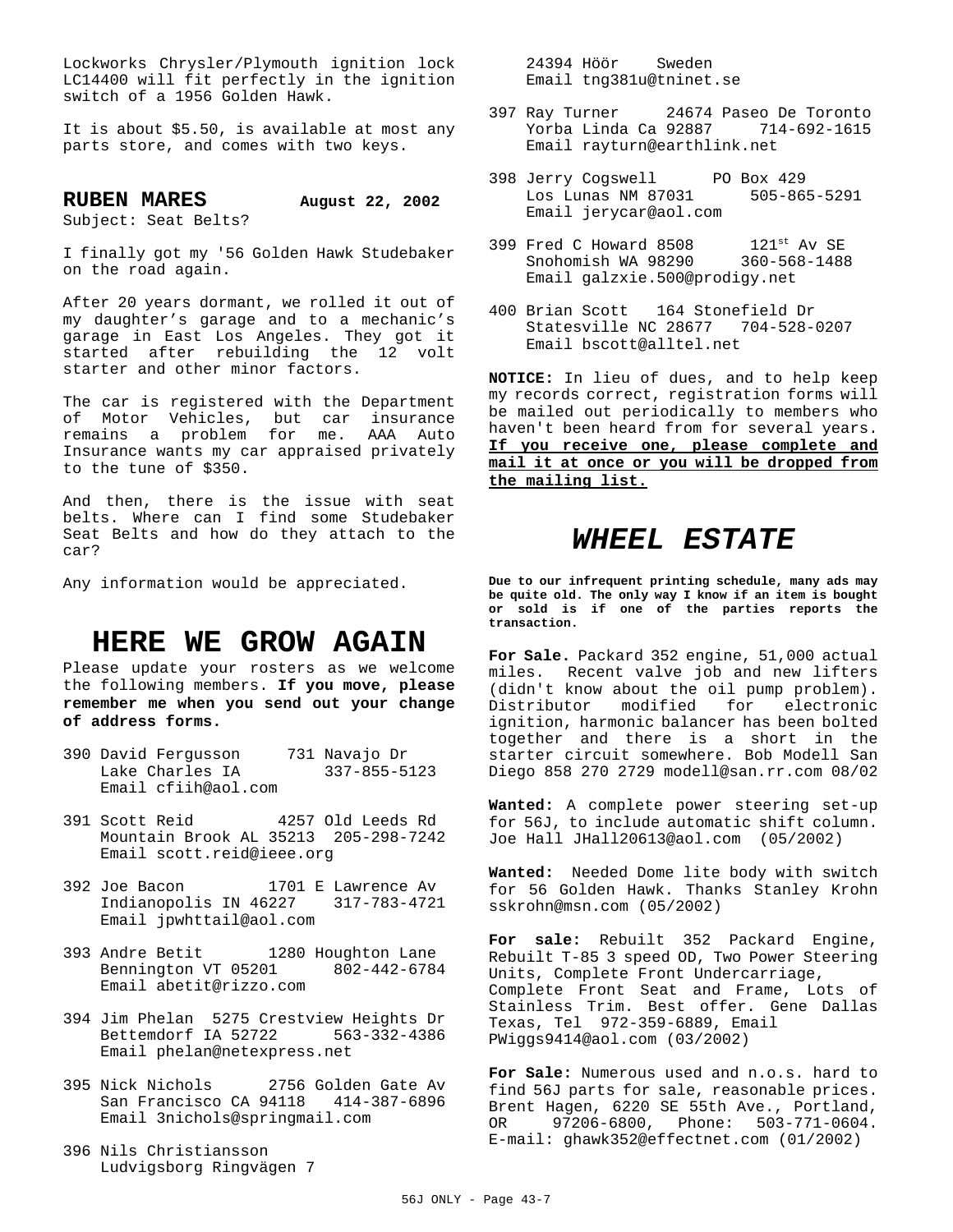Lockworks Chrysler/Plymouth ignition lock LC14400 will fit perfectly in the ignition switch of a 1956 Golden Hawk.

It is about $5.50, is available at most any parts store, and comes with two keys.

## RUBEN MARES — August 22, 2002

Subject: Seat Belts?

I finally got my '56 Golden Hawk Studebaker on the road again.

After 20 years dormant, we rolled it out of my daughter's garage and to a mechanic's garage in East Los Angeles. They got it started after rebuilding the 12 volt starter and other minor factors.

The car is registered with the Department of Motor Vehicles, but car insurance remains a problem for me. AAA Auto Insurance wants my car appraised privately to the tune of $350.

And then, there is the issue with seat belts. Where can I find some Studebaker Seat Belts and how do they attach to the car?

Any information would be appreciated.

# HERE WE GROW AGAIN

Please update your rosters as we welcome the following members. **If you move, please remember me when you send out your change of address forms.**

390 David Fergusson  731 Navajo Dr
Lake Charles IA  337-855-5123
Email cfiih@aol.com

391 Scott Reid  4257 Old Leeds Rd
Mountain Brook AL 35213  205-298-7242
Email scott.reid@ieee.org

392 Joe Bacon  1701 E Lawrence Av
Indianapolis IN 46227  317-783-4721
Email jpwhttail@aol.com

393 Andre Betit  1280 Houghton Lane
Bennington VT 05201  802-442-6784
Email abetit@rizzo.com

394 Jim Phelan  5275 Crestview Heights Dr
Bettemdorf IA 52722  563-332-4386
Email phelan@netexpress.net

395 Nick Nichols  2756 Golden Gate Av
San Francisco CA 94118  414-387-6896
Email 3nichols@springmail.com

396 Nils Christiansson
Ludvigsborg Ringvägen 7
24394 Höör  Sweden
Email tng381u@tninet.se

397 Ray Turner  24674 Paseo De Toronto
Yorba Linda Ca 92887  714-692-1615
Email rayturn@earthlink.net

398 Jerry Cogswell  PO Box 429
Los Lunas NM 87031  505-865-5291
Email jerycar@aol.com

399 Fred C Howard 8508  121st Av SE
Snohomish WA 98290  360-568-1488
Email galzxie.500@prodigy.net

400 Brian Scott  164 Stonefield Dr
Statesville NC 28677  704-528-0207
Email bscott@alltel.net

**NOTICE:** In lieu of dues, and to help keep my records correct, registration forms will be mailed out periodically to members who haven't been heard from for several years. **If you receive one, please complete and mail it at once or you will be dropped from the mailing list.**

# *WHEEL ESTATE*

**Due to our infrequent printing schedule, many ads may be quite old. The only way I know if an item is bought or sold is if one of the parties reports the transaction.**

**For Sale.** Packard 352 engine, 51,000 actual miles. Recent valve job and new lifters (didn't know about the oil pump problem). Distributor modified for electronic ignition, harmonic balancer has been bolted together and there is a short in the starter circuit somewhere. Bob Modell San Diego 858 270 2729 modell@san.rr.com 08/02

**Wanted:** A complete power steering set-up for 56J, to include automatic shift column. Joe Hall JHall20613@aol.com (05/2002)

**Wanted:** Needed Dome lite body with switch for 56 Golden Hawk. Thanks Stanley Krohn sskrohn@msn.com (05/2002)

**For sale:** Rebuilt 352 Packard Engine, Rebuilt T-85 3 speed OD, Two Power Steering Units, Complete Front Undercarriage, Complete Front Seat and Frame, Lots of Stainless Trim. Best offer. Gene Dallas Texas, Tel 972-359-6889, Email PWiggs9414@aol.com (03/2002)

**For Sale:** Numerous used and n.o.s. hard to find 56J parts for sale, reasonable prices. Brent Hagen, 6220 SE 55th Ave., Portland, OR 97206-6800, Phone: 503-771-0604. E-mail: ghawk352@effectnet.com (01/2002)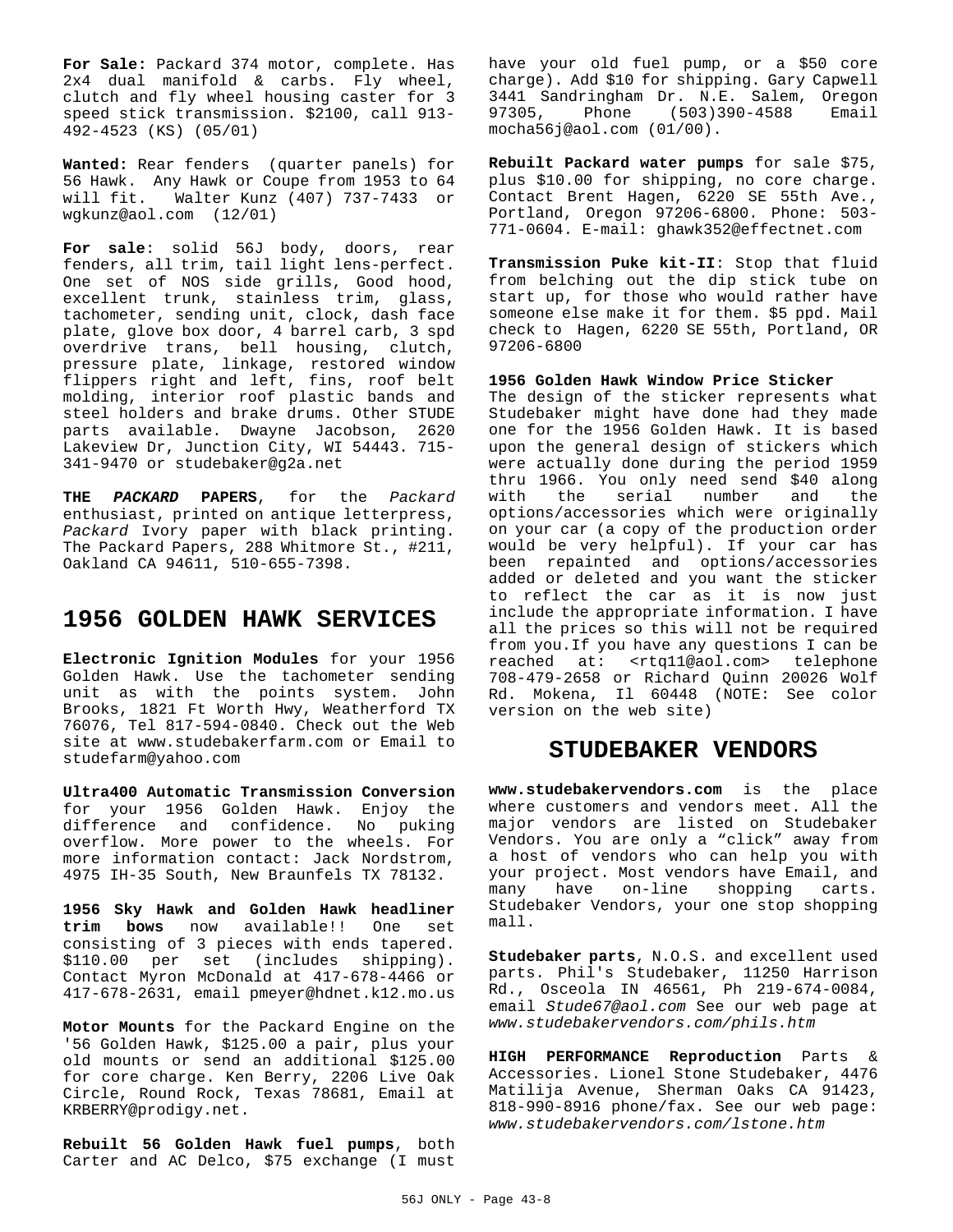**For Sale:** Packard 374 motor, complete. Has 2x4 dual manifold & carbs. Fly wheel, clutch and fly wheel housing caster for 3 speed stick transmission. $2100, call 913-492-4523 (KS) (05/01)

**Wanted:** Rear fenders (quarter panels) for 56 Hawk. Any Hawk or Coupe from 1953 to 64 will fit. Walter Kunz (407) 737-7433 or wgkunz@aol.com (12/01)

**For sale**: solid 56J body, doors, rear fenders, all trim, tail light lens-perfect. One set of NOS side grills, Good hood, excellent trunk, stainless trim, glass, tachometer, sending unit, clock, dash face plate, glove box door, 4 barrel carb, 3 spd overdrive trans, bell housing, clutch, pressure plate, linkage, restored window flippers right and left, fins, roof belt molding, interior roof plastic bands and steel holders and brake drums. Other STUDE parts available. Dwayne Jacobson, 2620 Lakeview Dr, Junction City, WI 54443. 715-341-9470 or studebaker@g2a.net

**THE *PACKARD* PAPERS**, for the *Packard* enthusiast, printed on antique letterpress, *Packard* Ivory paper with black printing. The Packard Papers, 288 Whitmore St., #211, Oakland CA 94611, 510-655-7398.

## 1956 GOLDEN HAWK SERVICES

**Electronic Ignition Modules** for your 1956 Golden Hawk. Use the tachometer sending unit as with the points system. John Brooks, 1821 Ft Worth Hwy, Weatherford TX 76076, Tel 817-594-0840. Check out the Web site at www.studebakerfarm.com or Email to studefarm@yahoo.com

**Ultra400 Automatic Transmission Conversion** for your 1956 Golden Hawk. Enjoy the difference and confidence. No puking overflow. More power to the wheels. For more information contact: Jack Nordstrom, 4975 IH-35 South, New Braunfels TX 78132.

**1956 Sky Hawk and Golden Hawk headliner trim bows** now available!! One set consisting of 3 pieces with ends tapered. $110.00 per set (includes shipping). Contact Myron McDonald at 417-678-4466 or 417-678-2631, email pmeyer@hdnet.k12.mo.us

**Motor Mounts** for the Packard Engine on the '56 Golden Hawk, $125.00 a pair, plus your old mounts or send an additional $125.00 for core charge. Ken Berry, 2206 Live Oak Circle, Round Rock, Texas 78681, Email at KRBERRY@prodigy.net.

**Rebuilt 56 Golden Hawk fuel pumps**, both Carter and AC Delco, $75 exchange (I must have your old fuel pump, or a $50 core charge). Add $10 for shipping. Gary Capwell 3441 Sandringham Dr. N.E. Salem, Oregon 97305, Phone (503)390-4588 Email mocha56j@aol.com (01/00).

**Rebuilt Packard water pumps** for sale $75, plus $10.00 for shipping, no core charge. Contact Brent Hagen, 6220 SE 55th Ave., Portland, Oregon 97206-6800. Phone: 503-771-0604. E-mail: ghawk352@effectnet.com

**Transmission Puke kit-II**: Stop that fluid from belching out the dip stick tube on start up, for those who would rather have someone else make it for them. $5 ppd. Mail check to Hagen, 6220 SE 55th, Portland, OR 97206-6800

**1956 Golden Hawk Window Price Sticker**
The design of the sticker represents what Studebaker might have done had they made one for the 1956 Golden Hawk. It is based upon the general design of stickers which were actually done during the period 1959 thru 1966. You only need send $40 along with the serial number and the options/accessories which were originally on your car (a copy of the production order would be very helpful). If your car has been repainted and options/accessories added or deleted and you want the sticker to reflect the car as it is now just include the appropriate information. I have all the prices so this will not be required from you.If you have any questions I can be reached at: <rtq11@aol.com> telephone 708-479-2658 or Richard Quinn 20026 Wolf Rd. Mokena, Il 60448 (NOTE: See color version on the web site)

## STUDEBAKER VENDORS

**www.studebakervendors.com** is the place where customers and vendors meet. All the major vendors are listed on Studebaker Vendors. You are only a "click" away from a host of vendors who can help you with your project. Most vendors have Email, and many have on-line shopping carts. Studebaker Vendors, your one stop shopping mall.

**Studebaker parts**, N.O.S. and excellent used parts. Phil's Studebaker, 11250 Harrison Rd., Osceola IN 46561, Ph 219-674-0084, email *Stude67@aol.com* See our web page at *www.studebakervendors.com/phils.htm*

**HIGH PERFORMANCE Reproduction** Parts & Accessories. Lionel Stone Studebaker, 4476 Matilija Avenue, Sherman Oaks CA 91423, 818-990-8916 phone/fax. See our web page: *www.studebakervendors.com/lstone.htm*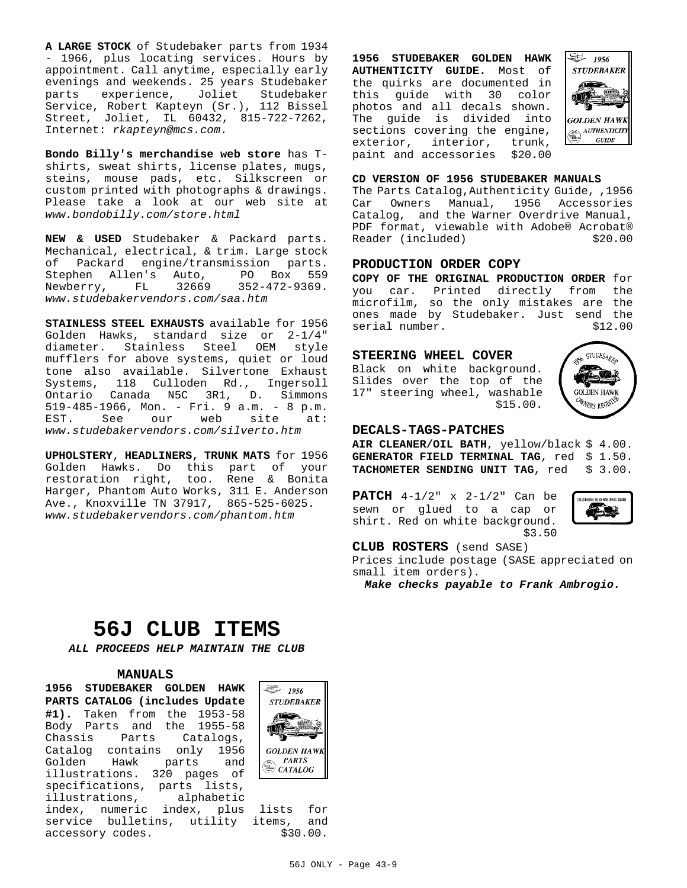**A LARGE STOCK** of Studebaker parts from 1934 - 1966, plus locating services. Hours by appointment. Call anytime, especially early evenings and weekends. 25 years Studebaker parts experience, Joliet Studebaker Service, Robert Kapteyn (Sr.), 112 Bissel Street, Joliet, IL 60432, 815-722-7262, Internet: *rkapteyn@mcs.com*.

**Bondo Billy's merchandise web store** has T-shirts, sweat shirts, license plates, mugs, steins, mouse pads, etc. Silkscreen or custom printed with photographs & drawings. Please take a look at our web site at *www.bondobilly.com/store.html*

**NEW & USED** Studebaker & Packard parts. Mechanical, electrical, & trim. Large stock of Packard engine/transmission parts. Stephen Allen's Auto, PO Box 559 Newberry, FL 32669 352-472-9369. *www.studebakervendors.com/saa.htm*

**STAINLESS STEEL EXHAUSTS** available for 1956 Golden Hawks, standard size or 2-1/4" diameter. Stainless Steel OEM style mufflers for above systems, quiet or loud tone also available. Silvertone Exhaust Systems, 118 Culloden Rd., Ingersoll Ontario Canada N5C 3R1, D. Simmons 519-485-1966, Mon. - Fri. 9 a.m. - 8 p.m. EST. See our web site at: *www.studebakervendors.com/silverto.htm*

**UPHOLSTERY**, **HEADLINERS, TRUNK MATS** for 1956 Golden Hawks. Do this part of your restoration right, too. Rene & Bonita Harger, Phantom Auto Works, 311 E. Anderson Ave., Knoxville TN 37917, 865-525-6025. *www.studebakervendors.com/phantom.htm*

# 56J CLUB ITEMS

***ALL PROCEEDS HELP MAINTAIN THE CLUB***

### MANUALS

**1956 STUDEBAKER GOLDEN HAWK PARTS CATALOG (includes Update #1).** Taken from the 1953-58 Body Parts and the 1955-58 Chassis Parts Catalogs, Catalog contains only 1956 Golden Hawk parts and illustrations. 320 pages of specifications, parts lists, illustrations, alphabetic index, numeric index, plus lists for service bulletins, utility items, and accessory codes. $30.00.

**1956 STUDEBAKER GOLDEN HAWK AUTHENTICITY GUIDE.** Most of the quirks are documented in this guide with 30 color photos and all decals shown. The guide is divided into sections covering the engine, exterior, interior, trunk, paint and accessories $20.00

**CD VERSION OF 1956 STUDEBAKER MANUALS**
The Parts Catalog,Authenticity Guide, ,1956 Car Owners Manual, 1956 Accessories Catalog, and the Warner Overdrive Manual, PDF format, viewable with Adobe® Acrobat® Reader (included) $20.00

### PRODUCTION ORDER COPY

**COPY OF THE ORIGINAL PRODUCTION ORDER** for you car. Printed directly from the microfilm, so the only mistakes are the ones made by Studebaker. Just send the serial number. $12.00

### STEERING WHEEL COVER

Black on white background. Slides over the top of the 17" steering wheel, washable $15.00.

### DECALS-TAGS-PATCHES

**AIR CLEANER/OIL BATH**, yellow/black $ 4.00.
**GENERATOR FIELD TERMINAL TAG**, red $ 1.50.
**TACHOMETER SENDING UNIT TAG**, red $ 3.00.

**PATCH** 4-1/2" x 2-1/2" Can be sewn or glued to a cap or shirt. Red on white background. $3.50

**CLUB ROSTERS** (send SASE)
Prices include postage (SASE appreciated on small item orders).
***Make checks payable to Frank Ambrogio.***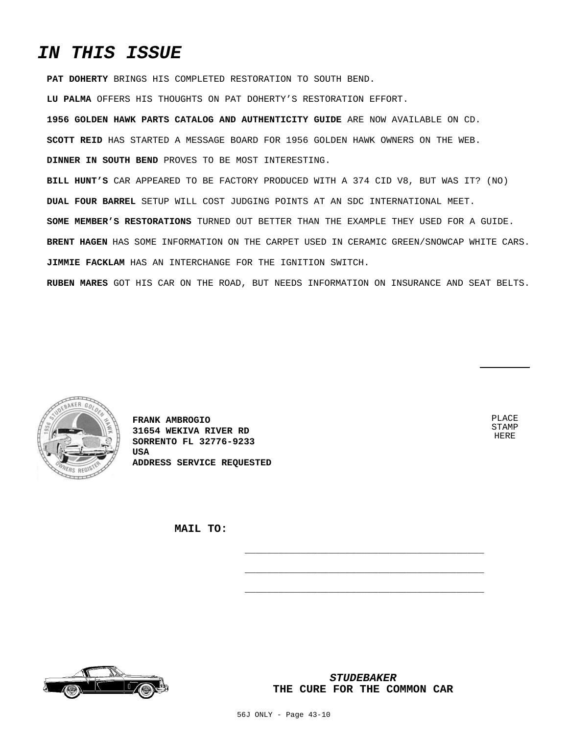# *IN THIS ISSUE*

**PAT DOHERTY** BRINGS HIS COMPLETED RESTORATION TO SOUTH BEND.

**LU PALMA** OFFERS HIS THOUGHTS ON PAT DOHERTY'S RESTORATION EFFORT.

**1956 GOLDEN HAWK PARTS CATALOG AND AUTHENTICITY GUIDE** ARE NOW AVAILABLE ON CD.

**SCOTT REID** HAS STARTED A MESSAGE BOARD FOR 1956 GOLDEN HAWK OWNERS ON THE WEB.

**DINNER IN SOUTH BEND** PROVES TO BE MOST INTERESTING.

**BILL HUNT'S** CAR APPEARED TO BE FACTORY PRODUCED WITH A 374 CID V8, BUT WAS IT? (NO)

**DUAL FOUR BARREL** SETUP WILL COST JUDGING POINTS AT AN SDC INTERNATIONAL MEET.

**SOME MEMBER'S RESTORATIONS** TURNED OUT BETTER THAN THE EXAMPLE THEY USED FOR A GUIDE.

**BRENT HAGEN** HAS SOME INFORMATION ON THE CARPET USED IN CERAMIC GREEN/SNOWCAP WHITE CARS.

**JIMMIE FACKLAM** HAS AN INTERCHANGE FOR THE IGNITION SWITCH.

**RUBEN MARES** GOT HIS CAR ON THE ROAD, BUT NEEDS INFORMATION ON INSURANCE AND SEAT BELTS.

**FRANK AMBROGIO**
**31654 WEKIVA RIVER RD**
**SORRENTO FL 32776-9233**
**USA**
**ADDRESS SERVICE REQUESTED**

PLACE
STAMP
HERE

**MAIL TO:**

\_\_\_\_\_\_\_\_\_\_\_\_\_\_\_\_\_\_\_\_\_\_\_\_\_\_\_\_\_\_\_\_\_\_\_\_\_\_\_\_\_\_

\_\_\_\_\_\_\_\_\_\_\_\_\_\_\_\_\_\_\_\_\_\_\_\_\_\_\_\_\_\_\_\_\_\_\_\_\_\_\_\_\_\_

\_\_\_\_\_\_\_\_\_\_\_\_\_\_\_\_\_\_\_\_\_\_\_\_\_\_\_\_\_\_\_\_\_\_\_\_\_\_\_\_\_\_

***STUDEBAKER***
**THE CURE FOR THE COMMON CAR**